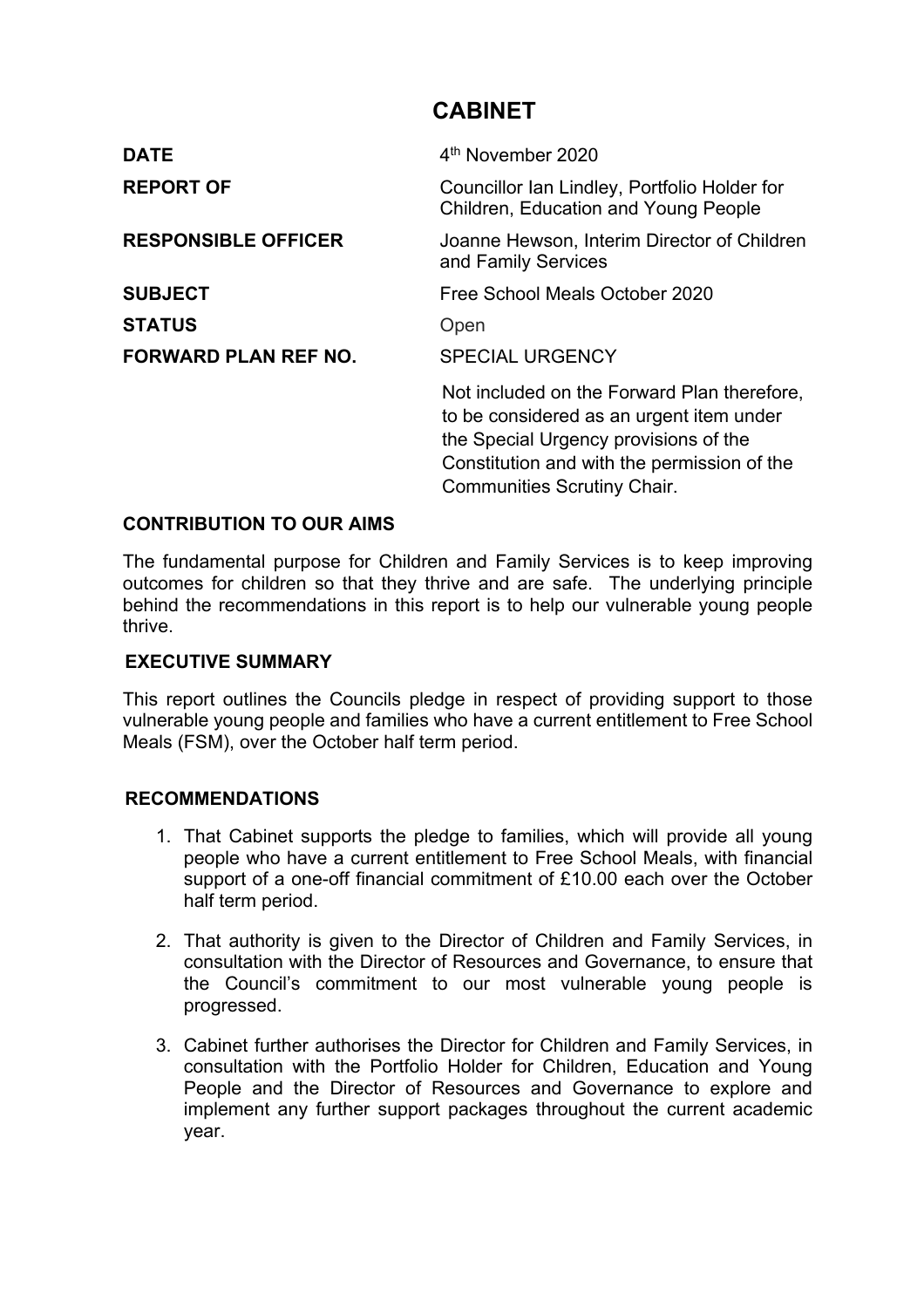# CABINET

| | |
|---|---|
| **DATE** | 4th November 2020 |
| **REPORT OF** | Councillor Ian Lindley, Portfolio Holder for Children, Education and Young People |
| **RESPONSIBLE OFFICER** | Joanne Hewson, Interim Director of Children and Family Services |
| **SUBJECT** | Free School Meals October 2020 |
| **STATUS** | Open |
| **FORWARD PLAN REF NO.** | SPECIAL URGENCY |
| | Not included on the Forward Plan therefore, to be considered as an urgent item under the Special Urgency provisions of the Constitution and with the permission of the Communities Scrutiny Chair. |

## CONTRIBUTION TO OUR AIMS

The fundamental purpose for Children and Family Services is to keep improving outcomes for children so that they thrive and are safe. The underlying principle behind the recommendations in this report is to help our vulnerable young people thrive.

## EXECUTIVE SUMMARY

This report outlines the Councils pledge in respect of providing support to those vulnerable young people and families who have a current entitlement to Free School Meals (FSM), over the October half term period.

## RECOMMENDATIONS

1. That Cabinet supports the pledge to families, which will provide all young people who have a current entitlement to Free School Meals, with financial support of a one-off financial commitment of £10.00 each over the October half term period.

2. That authority is given to the Director of Children and Family Services, in consultation with the Director of Resources and Governance, to ensure that the Council's commitment to our most vulnerable young people is progressed.

3. Cabinet further authorises the Director for Children and Family Services, in consultation with the Portfolio Holder for Children, Education and Young People and the Director of Resources and Governance to explore and implement any further support packages throughout the current academic year.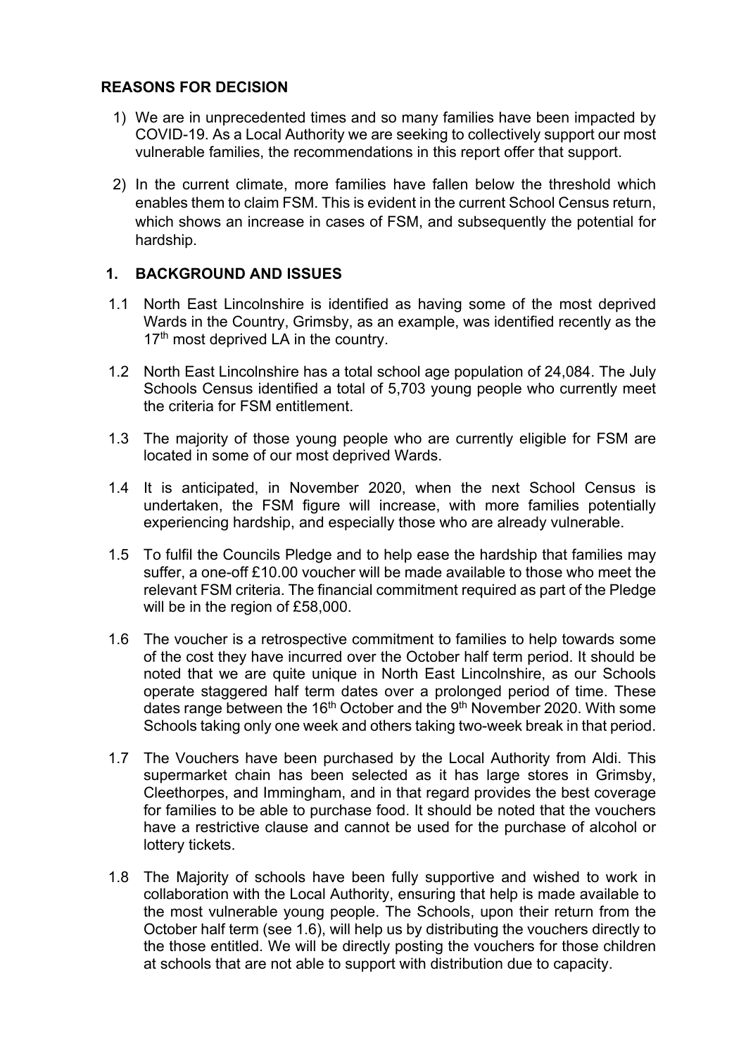## REASONS FOR DECISION

1) We are in unprecedented times and so many families have been impacted by COVID-19. As a Local Authority we are seeking to collectively support our most vulnerable families, the recommendations in this report offer that support.

2) In the current climate, more families have fallen below the threshold which enables them to claim FSM. This is evident in the current School Census return, which shows an increase in cases of FSM, and subsequently the potential for hardship.

## 1. BACKGROUND AND ISSUES

1.1 North East Lincolnshire is identified as having some of the most deprived Wards in the Country, Grimsby, as an example, was identified recently as the 17th most deprived LA in the country.

1.2 North East Lincolnshire has a total school age population of 24,084. The July Schools Census identified a total of 5,703 young people who currently meet the criteria for FSM entitlement.

1.3 The majority of those young people who are currently eligible for FSM are located in some of our most deprived Wards.

1.4 It is anticipated, in November 2020, when the next School Census is undertaken, the FSM figure will increase, with more families potentially experiencing hardship, and especially those who are already vulnerable.

1.5 To fulfil the Councils Pledge and to help ease the hardship that families may suffer, a one-off £10.00 voucher will be made available to those who meet the relevant FSM criteria. The financial commitment required as part of the Pledge will be in the region of £58,000.

1.6 The voucher is a retrospective commitment to families to help towards some of the cost they have incurred over the October half term period. It should be noted that we are quite unique in North East Lincolnshire, as our Schools operate staggered half term dates over a prolonged period of time. These dates range between the 16th October and the 9th November 2020. With some Schools taking only one week and others taking two-week break in that period.

1.7 The Vouchers have been purchased by the Local Authority from Aldi. This supermarket chain has been selected as it has large stores in Grimsby, Cleethorpes, and Immingham, and in that regard provides the best coverage for families to be able to purchase food. It should be noted that the vouchers have a restrictive clause and cannot be used for the purchase of alcohol or lottery tickets.

1.8 The Majority of schools have been fully supportive and wished to work in collaboration with the Local Authority, ensuring that help is made available to the most vulnerable young people. The Schools, upon their return from the October half term (see 1.6), will help us by distributing the vouchers directly to the those entitled. We will be directly posting the vouchers for those children at schools that are not able to support with distribution due to capacity.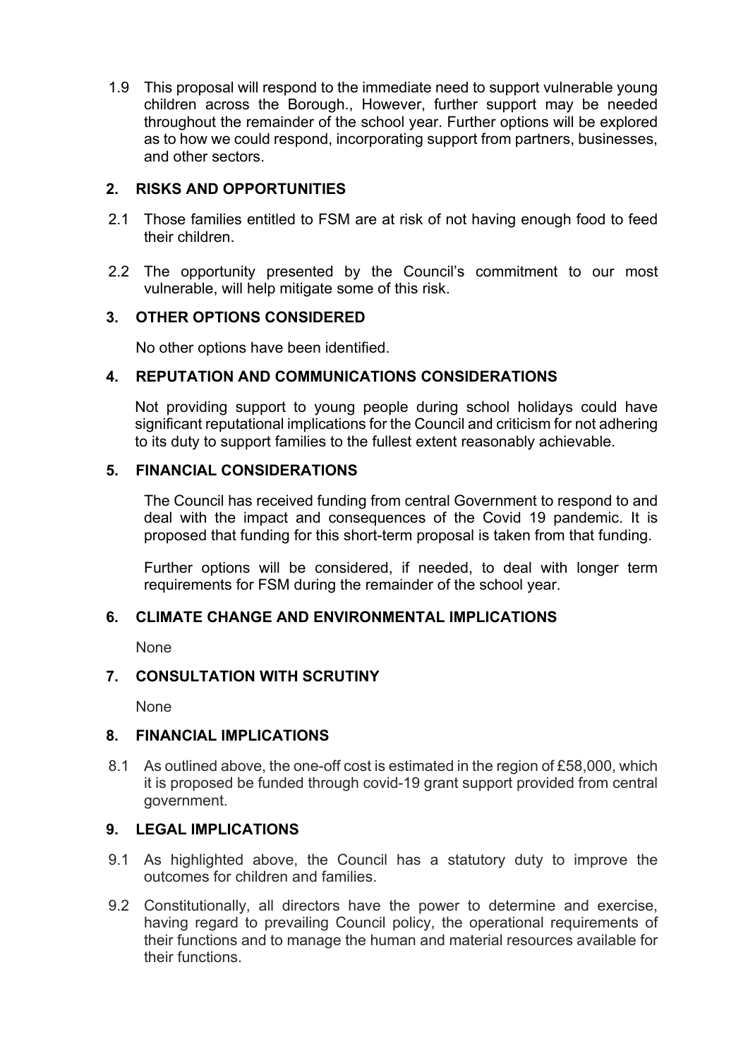1.9 This proposal will respond to the immediate need to support vulnerable young children across the Borough., However, further support may be needed throughout the remainder of the school year. Further options will be explored as to how we could respond, incorporating support from partners, businesses, and other sectors.

## 2. RISKS AND OPPORTUNITIES

2.1 Those families entitled to FSM are at risk of not having enough food to feed their children.

2.2 The opportunity presented by the Council's commitment to our most vulnerable, will help mitigate some of this risk.

## 3. OTHER OPTIONS CONSIDERED

No other options have been identified.

## 4. REPUTATION AND COMMUNICATIONS CONSIDERATIONS

Not providing support to young people during school holidays could have significant reputational implications for the Council and criticism for not adhering to its duty to support families to the fullest extent reasonably achievable.

## 5. FINANCIAL CONSIDERATIONS

The Council has received funding from central Government to respond to and deal with the impact and consequences of the Covid 19 pandemic. It is proposed that funding for this short-term proposal is taken from that funding.

Further options will be considered, if needed, to deal with longer term requirements for FSM during the remainder of the school year.

## 6. CLIMATE CHANGE AND ENVIRONMENTAL IMPLICATIONS

None

## 7. CONSULTATION WITH SCRUTINY

None

## 8. FINANCIAL IMPLICATIONS

8.1 As outlined above, the one-off cost is estimated in the region of £58,000, which it is proposed be funded through covid-19 grant support provided from central government.

## 9. LEGAL IMPLICATIONS

9.1 As highlighted above, the Council has a statutory duty to improve the outcomes for children and families.

9.2 Constitutionally, all directors have the power to determine and exercise, having regard to prevailing Council policy, the operational requirements of their functions and to manage the human and material resources available for their functions.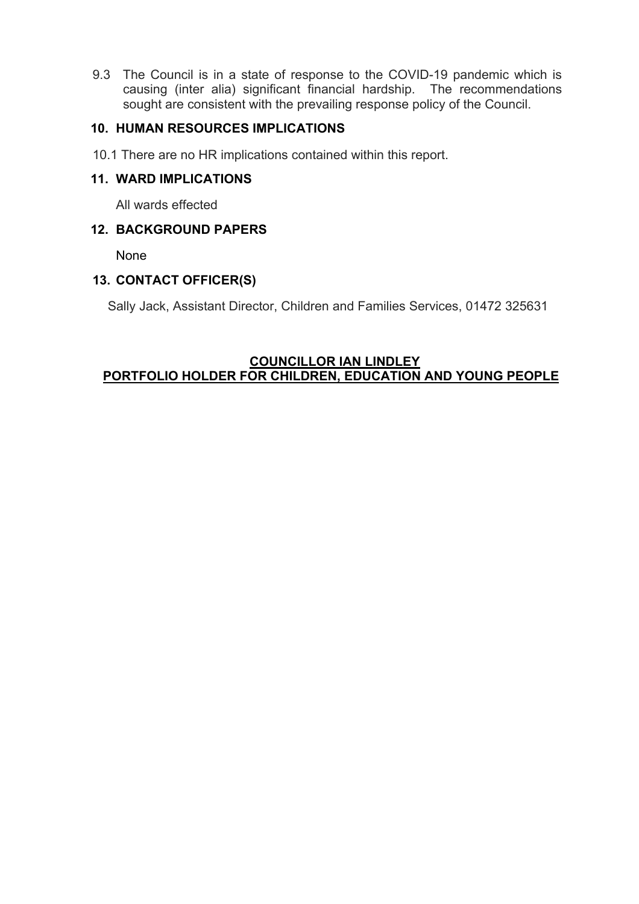9.3 The Council is in a state of response to the COVID-19 pandemic which is causing (inter alia) significant financial hardship. The recommendations sought are consistent with the prevailing response policy of the Council.

## 10. HUMAN RESOURCES IMPLICATIONS

10.1 There are no HR implications contained within this report.

## 11. WARD IMPLICATIONS

All wards effected

## 12. BACKGROUND PAPERS

None

## 13. CONTACT OFFICER(S)

Sally Jack, Assistant Director, Children and Families Services, 01472 325631

**COUNCILLOR IAN LINDLEY**
**PORTFOLIO HOLDER FOR CHILDREN, EDUCATION AND YOUNG PEOPLE**